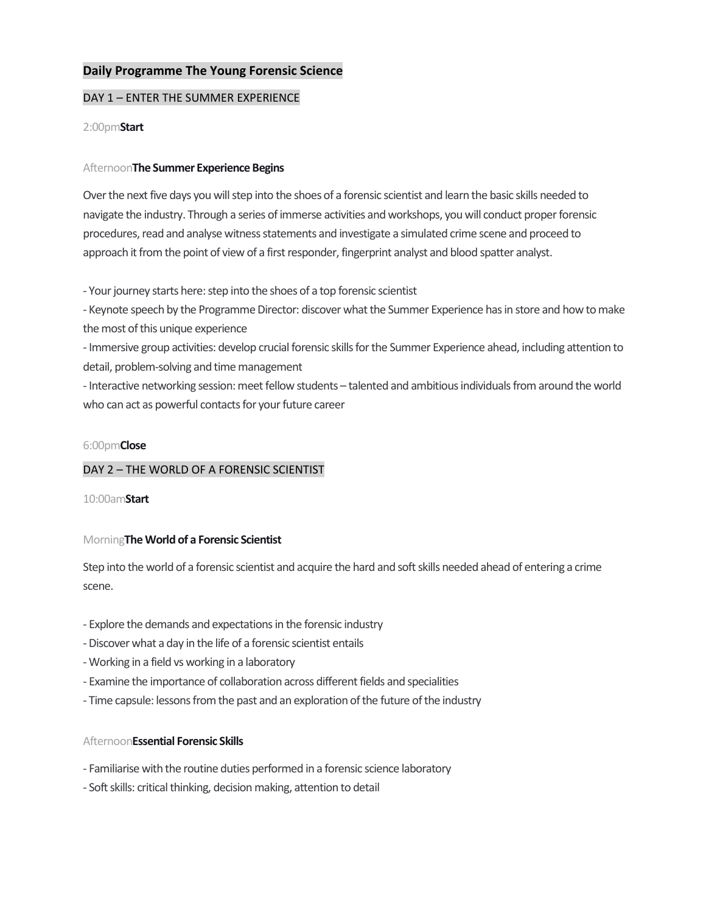# Daily Programme The Young Forensic Science

## DAY 1 – ENTER THE SUMMER EXPERIENCE

2:00pm**Start**

Afternoon**The Summer Experience Begins**

Over the next five days you will step into the shoes of a forensic scientist and learn the basic skills needed to navigate the industry. Through a series of immerse activities and workshops, you will conduct proper forensic procedures, read and analyse witness statements and investigate a simulated crime scene and proceed to approach it from the point of view of a first responder, fingerprint analyst and blood spatter analyst.

- Your journey starts here: step into the shoes of a top forensic scientist
- Keynote speech by the Programme Director: discover what the Summer Experience has in store and how to make the most of this unique experience
- Immersive group activities: develop crucial forensic skills for the Summer Experience ahead, including attention to detail, problem-solving and time management
- Interactive networking session: meet fellow students – talented and ambitious individuals from around the world who can act as powerful contacts for your future career

6:00pm**Close**

## DAY 2 – THE WORLD OF A FORENSIC SCIENTIST

10:00am**Start**

Morning**The World of a Forensic Scientist**

Step into the world of a forensic scientist and acquire the hard and soft skills needed ahead of entering a crime scene.

- Explore the demands and expectations in the forensic industry
- Discover what a day in the life of a forensic scientist entails
- Working in a field vs working in a laboratory
- Examine the importance of collaboration across different fields and specialities
- Time capsule: lessons from the past and an exploration of the future of the industry

Afternoon**Essential Forensic Skills**

- Familiarise with the routine duties performed in a forensic science laboratory
- Soft skills: critical thinking, decision making, attention to detail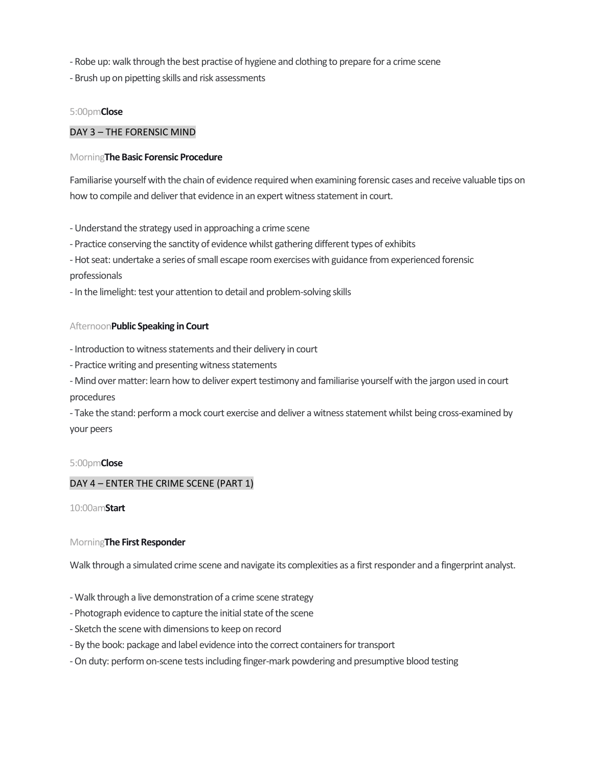- Robe up: walk through the best practise of hygiene and clothing to prepare for a crime scene
- Brush up on pipetting skills and risk assessments

5:00pm **Close**

## DAY 3 – THE FORENSIC MIND

Morning **The Basic Forensic Procedure**

Familiarise yourself with the chain of evidence required when examining forensic cases and receive valuable tips on how to compile and deliver that evidence in an expert witness statement in court.

- Understand the strategy used in approaching a crime scene
- Practice conserving the sanctity of evidence whilst gathering different types of exhibits
- Hot seat: undertake a series of small escape room exercises with guidance from experienced forensic professionals
- In the limelight: test your attention to detail and problem-solving skills

Afternoon **Public Speaking in Court**

- Introduction to witness statements and their delivery in court
- Practice writing and presenting witness statements
- Mind over matter: learn how to deliver expert testimony and familiarise yourself with the jargon used in court procedures
- Take the stand: perform a mock court exercise and deliver a witness statement whilst being cross-examined by your peers

5:00pm **Close**

## DAY 4 – ENTER THE CRIME SCENE (PART 1)

10:00am **Start**

Morning **The First Responder**

Walk through a simulated crime scene and navigate its complexities as a first responder and a fingerprint analyst.

- Walk through a live demonstration of a crime scene strategy
- Photograph evidence to capture the initial state of the scene
- Sketch the scene with dimensions to keep on record
- By the book: package and label evidence into the correct containers for transport
- On duty: perform on-scene tests including finger-mark powdering and presumptive blood testing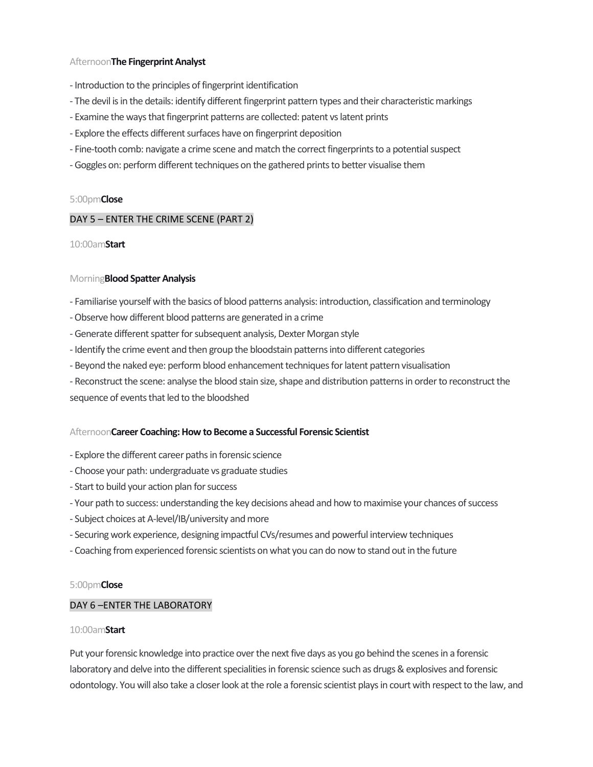Afternoon**The Fingerprint Analyst**

- Introduction to the principles of fingerprint identification
- The devil is in the details: identify different fingerprint pattern types and their characteristic markings
- Examine the ways that fingerprint patterns are collected: patent vs latent prints
- Explore the effects different surfaces have on fingerprint deposition
- Fine-tooth comb: navigate a crime scene and match the correct fingerprints to a potential suspect
- Goggles on: perform different techniques on the gathered prints to better visualise them

5:00pm**Close**

## DAY 5 – ENTER THE CRIME SCENE (PART 2)

10:00am**Start**

Morning**Blood Spatter Analysis**

- Familiarise yourself with the basics of blood patterns analysis: introduction, classification and terminology
- Observe how different blood patterns are generated in a crime
- Generate different spatter for subsequent analysis, Dexter Morgan style
- Identify the crime event and then group the bloodstain patterns into different categories
- Beyond the naked eye: perform blood enhancement techniques for latent pattern visualisation
- Reconstruct the scene: analyse the blood stain size, shape and distribution patterns in order to reconstruct the sequence of events that led to the bloodshed

Afternoon**Career Coaching: How to Become a Successful Forensic Scientist**

- Explore the different career paths in forensic science
- Choose your path: undergraduate vs graduate studies
- Start to build your action plan for success
- Your path to success: understanding the key decisions ahead and how to maximise your chances of success
- Subject choices at A-level/IB/university and more
- Securing work experience, designing impactful CVs/resumes and powerful interview techniques
- Coaching from experienced forensic scientists on what you can do now to stand out in the future

5:00pm**Close**

## DAY 6 –ENTER THE LABORATORY

10:00am**Start**

Put your forensic knowledge into practice over the next five days as you go behind the scenes in a forensic laboratory and delve into the different specialities in forensic science such as drugs & explosives and forensic odontology. You will also take a closer look at the role a forensic scientist plays in court with respect to the law, and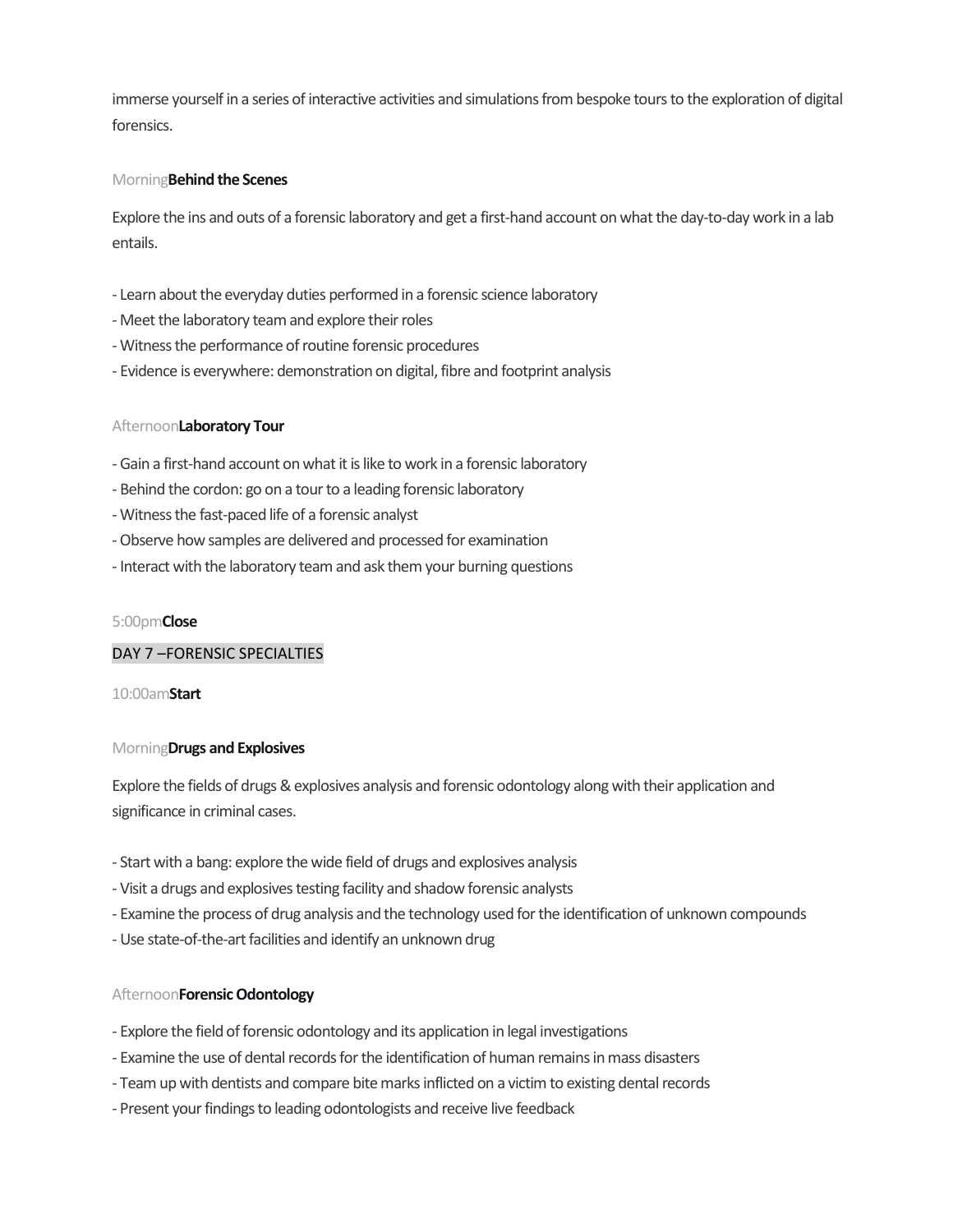immerse yourself in a series of interactive activities and simulations from bespoke tours to the exploration of digital forensics.

Morning**Behind the Scenes**

Explore the ins and outs of a forensic laboratory and get a first-hand account on what the day-to-day work in a lab entails.

- Learn about the everyday duties performed in a forensic science laboratory
- Meet the laboratory team and explore their roles
- Witness the performance of routine forensic procedures
- Evidence is everywhere: demonstration on digital, fibre and footprint analysis

Afternoon**Laboratory Tour**

- Gain a first-hand account on what it is like to work in a forensic laboratory
- Behind the cordon: go on a tour to a leading forensic laboratory
- Witness the fast-paced life of a forensic analyst
- Observe how samples are delivered and processed for examination
- Interact with the laboratory team and ask them your burning questions

5:00pm**Close**

DAY 7 –FORENSIC SPECIALTIES

10:00am**Start**

Morning**Drugs and Explosives**

Explore the fields of drugs & explosives analysis and forensic odontology along with their application and significance in criminal cases.

- Start with a bang: explore the wide field of drugs and explosives analysis
- Visit a drugs and explosives testing facility and shadow forensic analysts
- Examine the process of drug analysis and the technology used for the identification of unknown compounds
- Use state-of-the-art facilities and identify an unknown drug

Afternoon**Forensic Odontology**

- Explore the field of forensic odontology and its application in legal investigations
- Examine the use of dental records for the identification of human remains in mass disasters
- Team up with dentists and compare bite marks inflicted on a victim to existing dental records
- Present your findings to leading odontologists and receive live feedback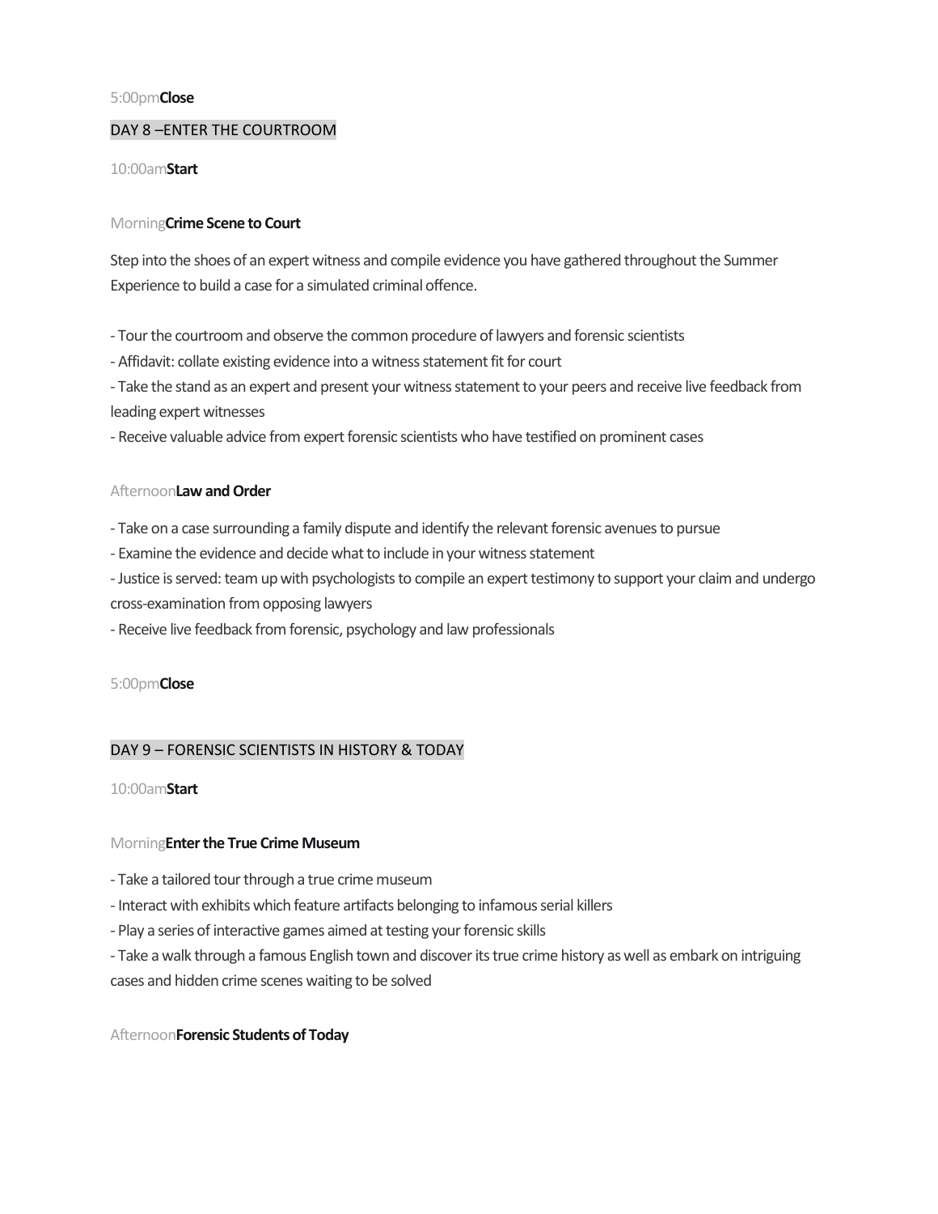5:00pm **Close**

## DAY 8 –ENTER THE COURTROOM

10:00am **Start**

Morning **Crime Scene to Court**

Step into the shoes of an expert witness and compile evidence you have gathered throughout the Summer Experience to build a case for a simulated criminal offence.

- Tour the courtroom and observe the common procedure of lawyers and forensic scientists
- Affidavit: collate existing evidence into a witness statement fit for court
- Take the stand as an expert and present your witness statement to your peers and receive live feedback from leading expert witnesses
- Receive valuable advice from expert forensic scientists who have testified on prominent cases

Afternoon **Law and Order**

- Take on a case surrounding a family dispute and identify the relevant forensic avenues to pursue
- Examine the evidence and decide what to include in your witness statement
- Justice is served: team up with psychologists to compile an expert testimony to support your claim and undergo cross-examination from opposing lawyers
- Receive live feedback from forensic, psychology and law professionals

5:00pm **Close**

## DAY 9 – FORENSIC SCIENTISTS IN HISTORY & TODAY

10:00am **Start**

Morning **Enter the True Crime Museum**

- Take a tailored tour through a true crime museum
- Interact with exhibits which feature artifacts belonging to infamous serial killers
- Play a series of interactive games aimed at testing your forensic skills
- Take a walk through a famous English town and discover its true crime history as well as embark on intriguing cases and hidden crime scenes waiting to be solved

Afternoon **Forensic Students of Today**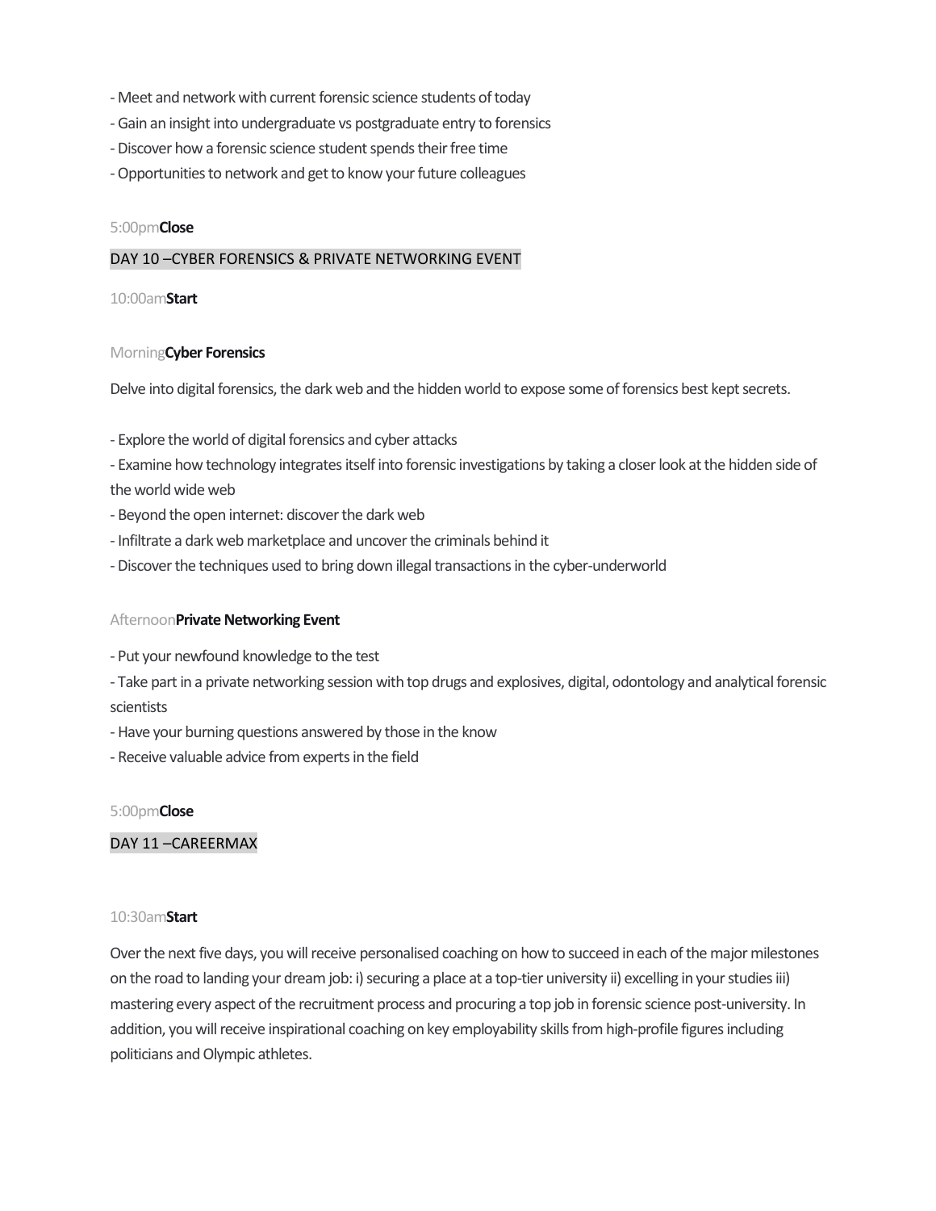- Meet and network with current forensic science students of today
- Gain an insight into undergraduate vs postgraduate entry to forensics
- Discover how a forensic science student spends their free time
- Opportunities to network and get to know your future colleagues

5:00pm **Close**

## DAY 10 –CYBER FORENSICS & PRIVATE NETWORKING EVENT

10:00am **Start**

Morning **Cyber Forensics**

Delve into digital forensics, the dark web and the hidden world to expose some of forensics best kept secrets.

- Explore the world of digital forensics and cyber attacks
- Examine how technology integrates itself into forensic investigations by taking a closer look at the hidden side of the world wide web
- Beyond the open internet: discover the dark web
- Infiltrate a dark web marketplace and uncover the criminals behind it
- Discover the techniques used to bring down illegal transactions in the cyber-underworld

Afternoon **Private Networking Event**

- Put your newfound knowledge to the test
- Take part in a private networking session with top drugs and explosives, digital, odontology and analytical forensic scientists
- Have your burning questions answered by those in the know
- Receive valuable advice from experts in the field

5:00pm **Close**

## DAY 11 –CAREERMAX

10:30am **Start**

Over the next five days, you will receive personalised coaching on how to succeed in each of the major milestones on the road to landing your dream job: i) securing a place at a top-tier university ii) excelling in your studies iii) mastering every aspect of the recruitment process and procuring a top job in forensic science post-university. In addition, you will receive inspirational coaching on key employability skills from high-profile figures including politicians and Olympic athletes.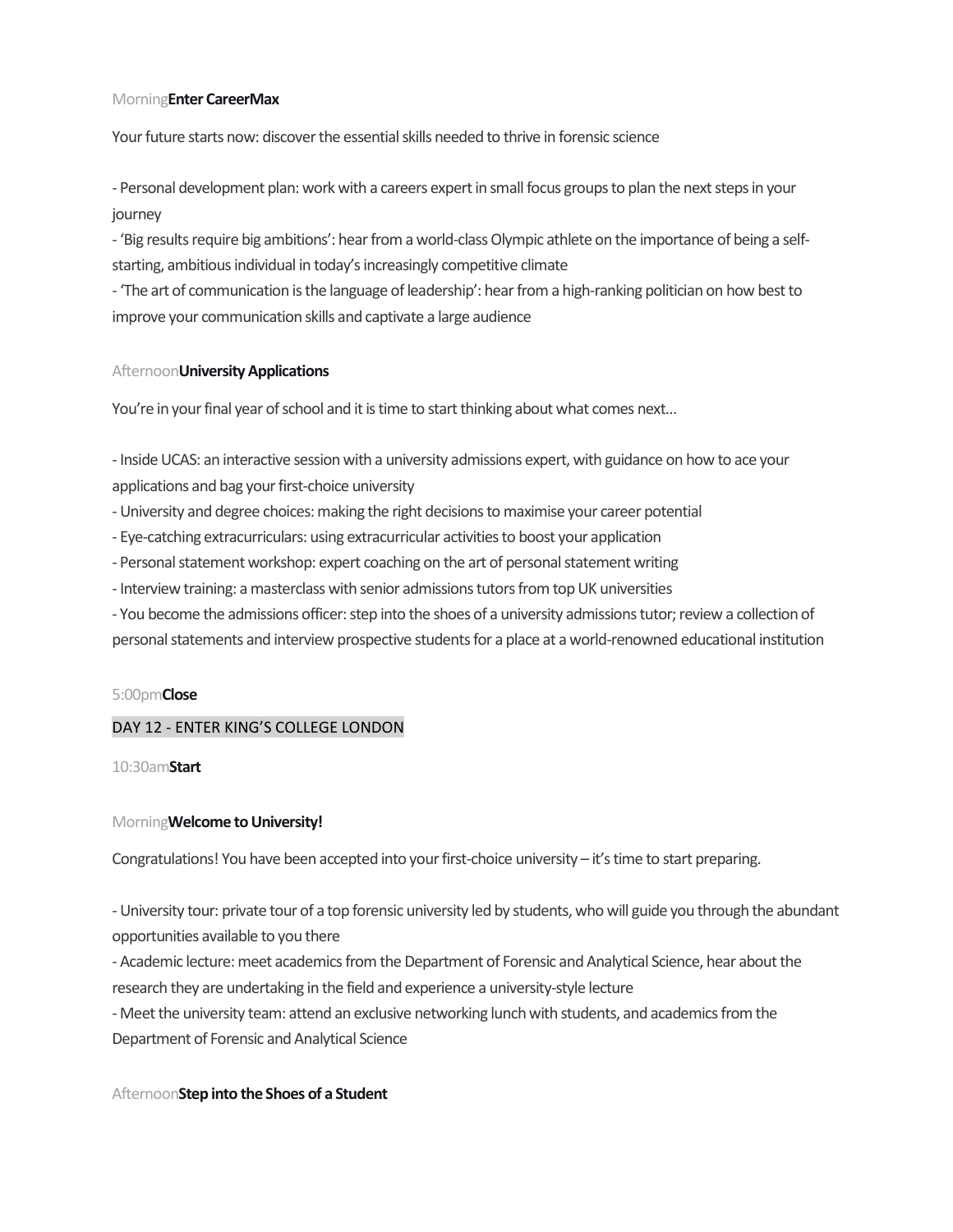Morning **Enter CareerMax**

Your future starts now: discover the essential skills needed to thrive in forensic science

- Personal development plan: work with a careers expert in small focus groups to plan the next steps in your journey
- 'Big results require big ambitions': hear from a world-class Olympic athlete on the importance of being a self-starting, ambitious individual in today's increasingly competitive climate
- 'The art of communication is the language of leadership': hear from a high-ranking politician on how best to improve your communication skills and captivate a large audience

Afternoon **University Applications**

You're in your final year of school and it is time to start thinking about what comes next...

- Inside UCAS: an interactive session with a university admissions expert, with guidance on how to ace your applications and bag your first-choice university
- University and degree choices: making the right decisions to maximise your career potential
- Eye-catching extracurriculars: using extracurricular activities to boost your application
- Personal statement workshop: expert coaching on the art of personal statement writing
- Interview training: a masterclass with senior admissions tutors from top UK universities
- You become the admissions officer: step into the shoes of a university admissions tutor; review a collection of personal statements and interview prospective students for a place at a world-renowned educational institution

5:00pm **Close**

## DAY 12 - ENTER KING'S COLLEGE LONDON

10:30am **Start**

Morning **Welcome to University!**

Congratulations! You have been accepted into your first-choice university – it's time to start preparing.

- University tour: private tour of a top forensic university led by students, who will guide you through the abundant opportunities available to you there
- Academic lecture: meet academics from the Department of Forensic and Analytical Science, hear about the research they are undertaking in the field and experience a university-style lecture
- Meet the university team: attend an exclusive networking lunch with students, and academics from the Department of Forensic and Analytical Science

Afternoon **Step into the Shoes of a Student**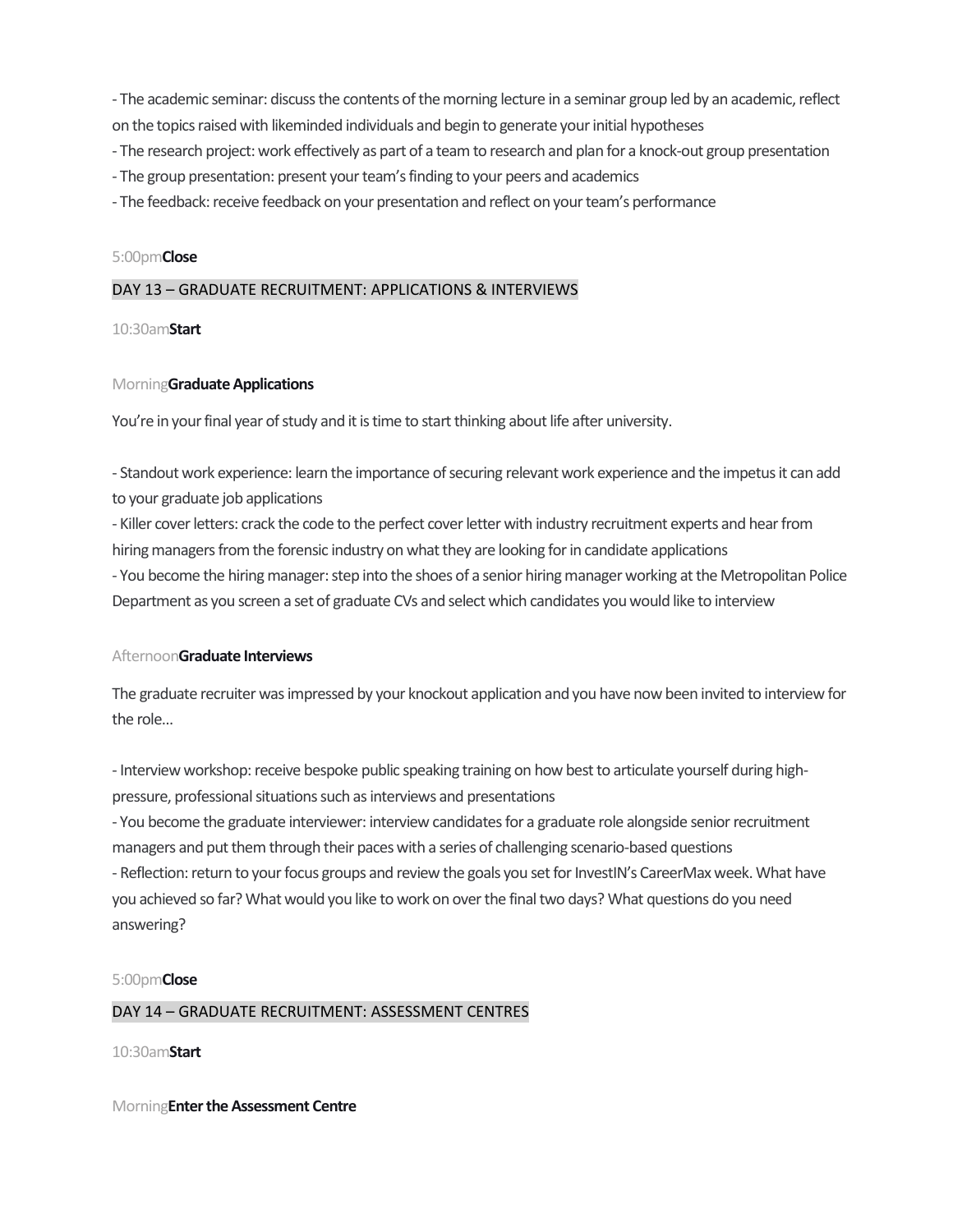- The academic seminar: discuss the contents of the morning lecture in a seminar group led by an academic, reflect on the topics raised with likeminded individuals and begin to generate your initial hypotheses
- The research project: work effectively as part of a team to research and plan for a knock-out group presentation
- The group presentation: present your team's finding to your peers and academics
- The feedback: receive feedback on your presentation and reflect on your team's performance

5:00pm **Close**

## DAY 13 – GRADUATE RECRUITMENT: APPLICATIONS & INTERVIEWS

10:30am **Start**

Morning **Graduate Applications**

You're in your final year of study and it is time to start thinking about life after university.

- Standout work experience: learn the importance of securing relevant work experience and the impetus it can add to your graduate job applications
- Killer cover letters: crack the code to the perfect cover letter with industry recruitment experts and hear from hiring managers from the forensic industry on what they are looking for in candidate applications
- You become the hiring manager: step into the shoes of a senior hiring manager working at the Metropolitan Police Department as you screen a set of graduate CVs and select which candidates you would like to interview

Afternoon **Graduate Interviews**

The graduate recruiter was impressed by your knockout application and you have now been invited to interview for the role...

- Interview workshop: receive bespoke public speaking training on how best to articulate yourself during high-pressure, professional situations such as interviews and presentations
- You become the graduate interviewer: interview candidates for a graduate role alongside senior recruitment managers and put them through their paces with a series of challenging scenario-based questions
- Reflection: return to your focus groups and review the goals you set for InvestIN's CareerMax week. What have you achieved so far? What would you like to work on over the final two days? What questions do you need answering?

5:00pm **Close**

## DAY 14 – GRADUATE RECRUITMENT: ASSESSMENT CENTRES

10:30am **Start**

Morning **Enter the Assessment Centre**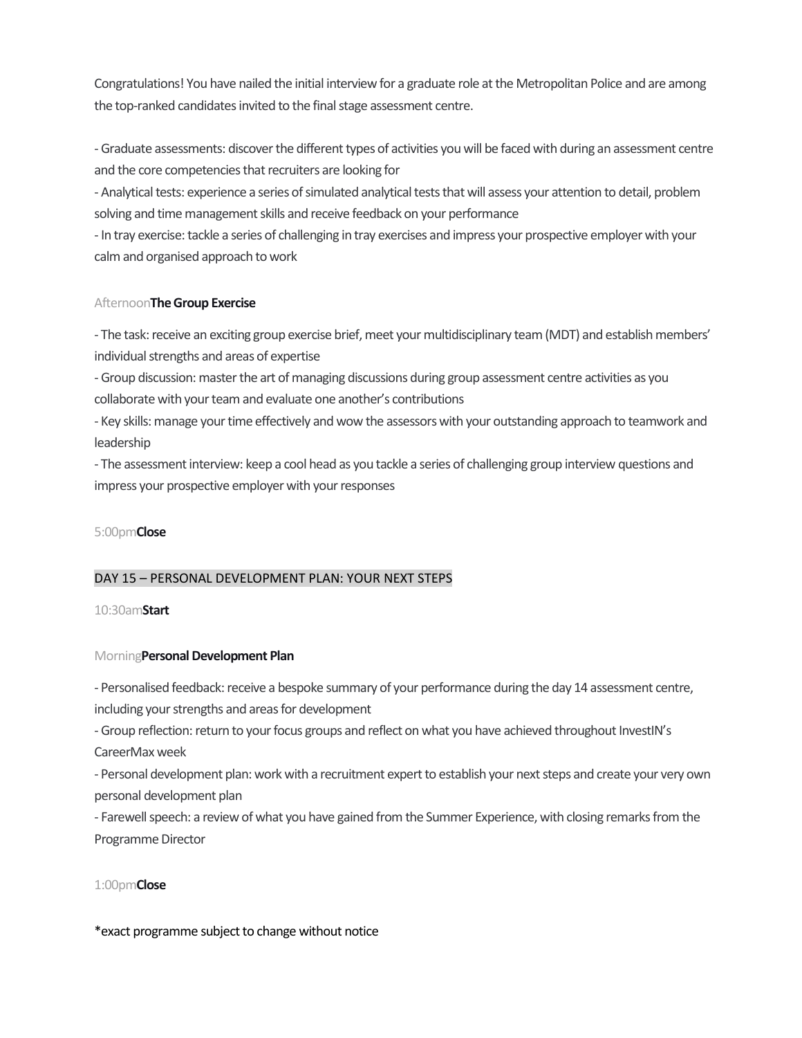Congratulations! You have nailed the initial interview for a graduate role at the Metropolitan Police and are among the top-ranked candidates invited to the final stage assessment centre.

- Graduate assessments: discover the different types of activities you will be faced with during an assessment centre and the core competencies that recruiters are looking for
- Analytical tests: experience a series of simulated analytical tests that will assess your attention to detail, problem solving and time management skills and receive feedback on your performance
- In tray exercise: tackle a series of challenging in tray exercises and impress your prospective employer with your calm and organised approach to work

Afternoon**The Group Exercise**

- The task: receive an exciting group exercise brief, meet your multidisciplinary team (MDT) and establish members' individual strengths and areas of expertise
- Group discussion: master the art of managing discussions during group assessment centre activities as you collaborate with your team and evaluate one another's contributions
- Key skills: manage your time effectively and wow the assessors with your outstanding approach to teamwork and leadership
- The assessment interview: keep a cool head as you tackle a series of challenging group interview questions and impress your prospective employer with your responses

5:00pm**Close**

## DAY 15 – PERSONAL DEVELOPMENT PLAN: YOUR NEXT STEPS

10:30am**Start**

Morning**Personal Development Plan**

- Personalised feedback: receive a bespoke summary of your performance during the day 14 assessment centre, including your strengths and areas for development
- Group reflection: return to your focus groups and reflect on what you have achieved throughout InvestIN's CareerMax week
- Personal development plan: work with a recruitment expert to establish your next steps and create your very own personal development plan
- Farewell speech: a review of what you have gained from the Summer Experience, with closing remarks from the Programme Director

1:00pm**Close**

*exact programme subject to change without notice